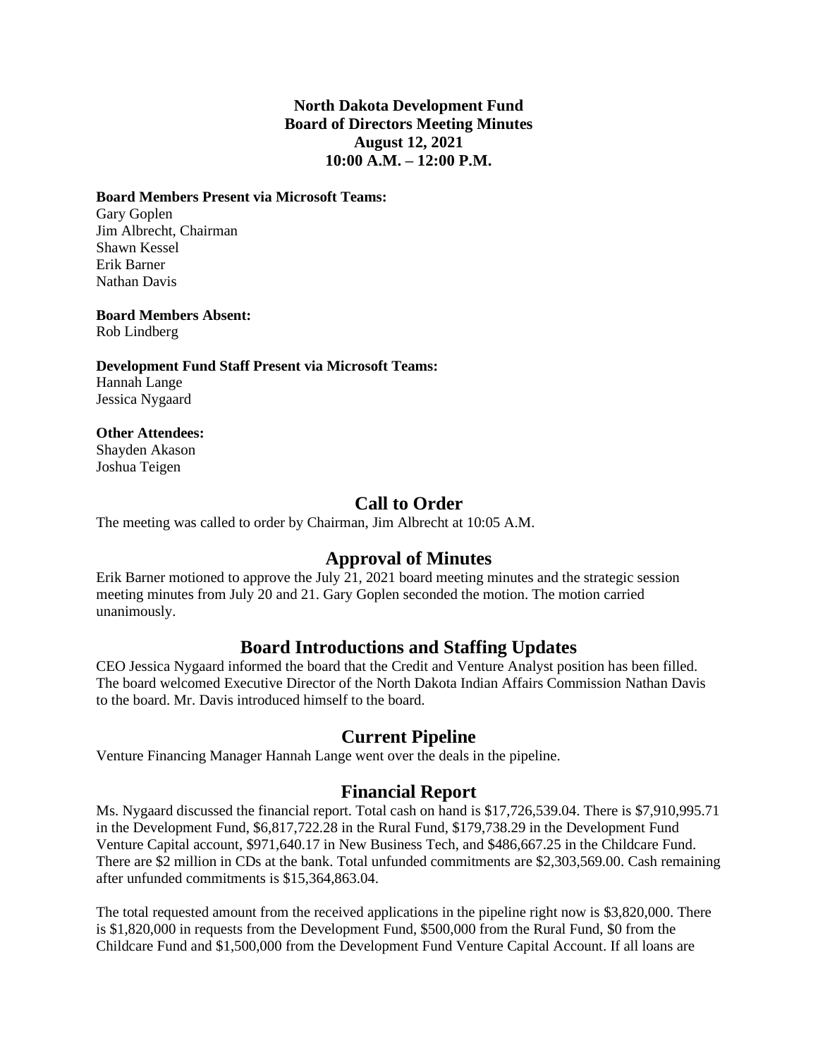**North Dakota Development Fund**
**Board of Directors Meeting Minutes**
**August 12, 2021**
**10:00 A.M. – 12:00 P.M.**

**Board Members Present via Microsoft Teams:**
Gary Goplen
Jim Albrecht, Chairman
Shawn Kessel
Erik Barner
Nathan Davis

**Board Members Absent:**
Rob Lindberg

**Development Fund Staff Present via Microsoft Teams:**
Hannah Lange
Jessica Nygaard

**Other Attendees:**
Shayden Akason
Joshua Teigen

## Call to Order

The meeting was called to order by Chairman, Jim Albrecht at 10:05 A.M.

## Approval of Minutes

Erik Barner motioned to approve the July 21, 2021 board meeting minutes and the strategic session meeting minutes from July 20 and 21. Gary Goplen seconded the motion. The motion carried unanimously.

## Board Introductions and Staffing Updates

CEO Jessica Nygaard informed the board that the Credit and Venture Analyst position has been filled. The board welcomed Executive Director of the North Dakota Indian Affairs Commission Nathan Davis to the board. Mr. Davis introduced himself to the board.

## Current Pipeline

Venture Financing Manager Hannah Lange went over the deals in the pipeline.

## Financial Report

Ms. Nygaard discussed the financial report. Total cash on hand is $17,726,539.04. There is $7,910,995.71 in the Development Fund, $6,817,722.28 in the Rural Fund, $179,738.29 in the Development Fund Venture Capital account, $971,640.17 in New Business Tech, and $486,667.25 in the Childcare Fund. There are $2 million in CDs at the bank. Total unfunded commitments are $2,303,569.00. Cash remaining after unfunded commitments is $15,364,863.04.

The total requested amount from the received applications in the pipeline right now is $3,820,000. There is $1,820,000 in requests from the Development Fund, $500,000 from the Rural Fund, $0 from the Childcare Fund and $1,500,000 from the Development Fund Venture Capital Account. If all loans are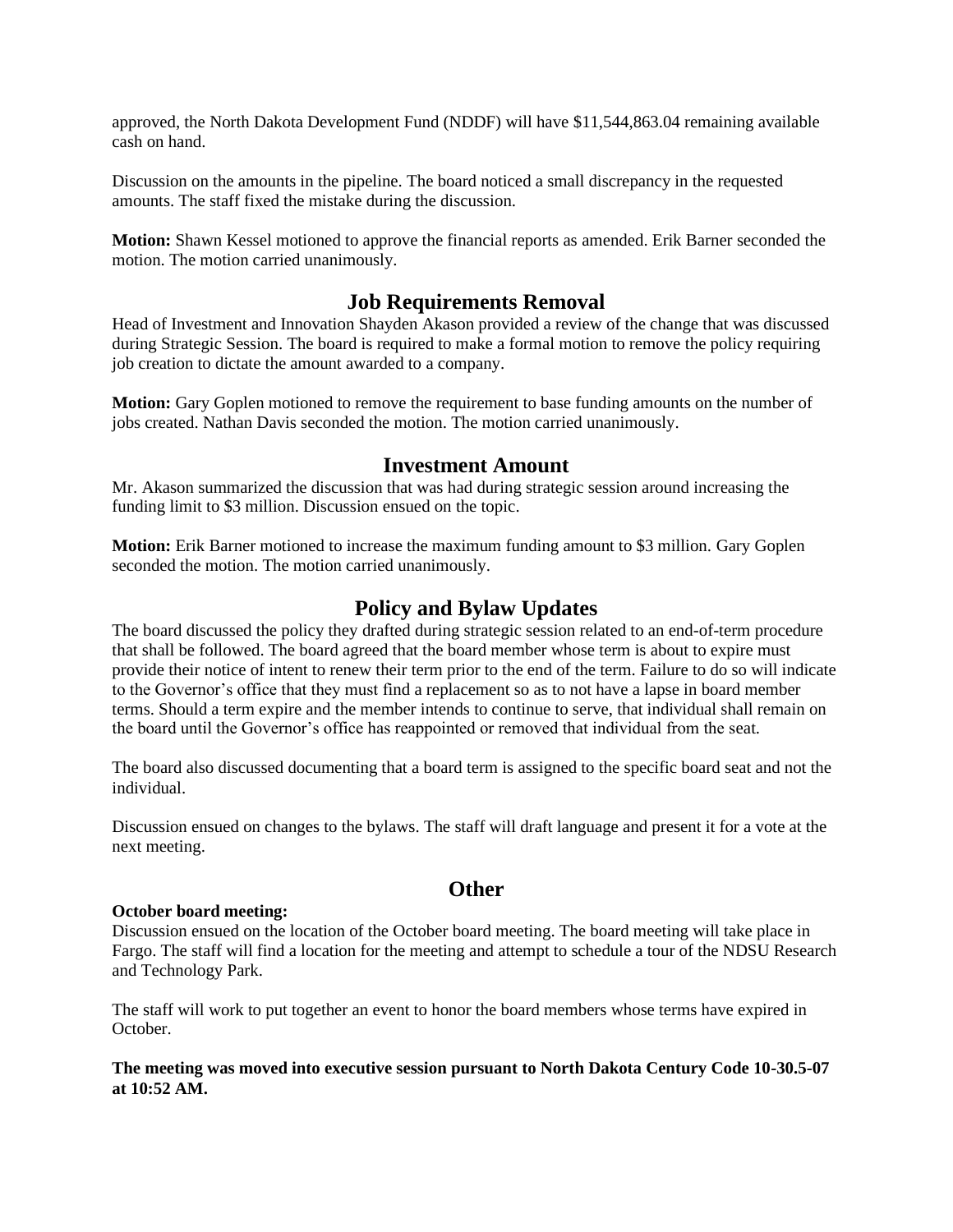approved, the North Dakota Development Fund (NDDF) will have $11,544,863.04 remaining available cash on hand.

Discussion on the amounts in the pipeline. The board noticed a small discrepancy in the requested amounts. The staff fixed the mistake during the discussion.

**Motion:** Shawn Kessel motioned to approve the financial reports as amended. Erik Barner seconded the motion. The motion carried unanimously.

## Job Requirements Removal

Head of Investment and Innovation Shayden Akason provided a review of the change that was discussed during Strategic Session. The board is required to make a formal motion to remove the policy requiring job creation to dictate the amount awarded to a company.

**Motion:** Gary Goplen motioned to remove the requirement to base funding amounts on the number of jobs created. Nathan Davis seconded the motion. The motion carried unanimously.

## Investment Amount

Mr. Akason summarized the discussion that was had during strategic session around increasing the funding limit to $3 million. Discussion ensued on the topic.

**Motion:** Erik Barner motioned to increase the maximum funding amount to $3 million. Gary Goplen seconded the motion. The motion carried unanimously.

## Policy and Bylaw Updates

The board discussed the policy they drafted during strategic session related to an end-of-term procedure that shall be followed. The board agreed that the board member whose term is about to expire must provide their notice of intent to renew their term prior to the end of the term. Failure to do so will indicate to the Governor's office that they must find a replacement so as to not have a lapse in board member terms. Should a term expire and the member intends to continue to serve, that individual shall remain on the board until the Governor's office has reappointed or removed that individual from the seat.

The board also discussed documenting that a board term is assigned to the specific board seat and not the individual.

Discussion ensued on changes to the bylaws. The staff will draft language and present it for a vote at the next meeting.

## Other

**October board meeting:**
Discussion ensued on the location of the October board meeting. The board meeting will take place in Fargo. The staff will find a location for the meeting and attempt to schedule a tour of the NDSU Research and Technology Park.

The staff will work to put together an event to honor the board members whose terms have expired in October.

**The meeting was moved into executive session pursuant to North Dakota Century Code 10-30.5-07 at 10:52 AM.**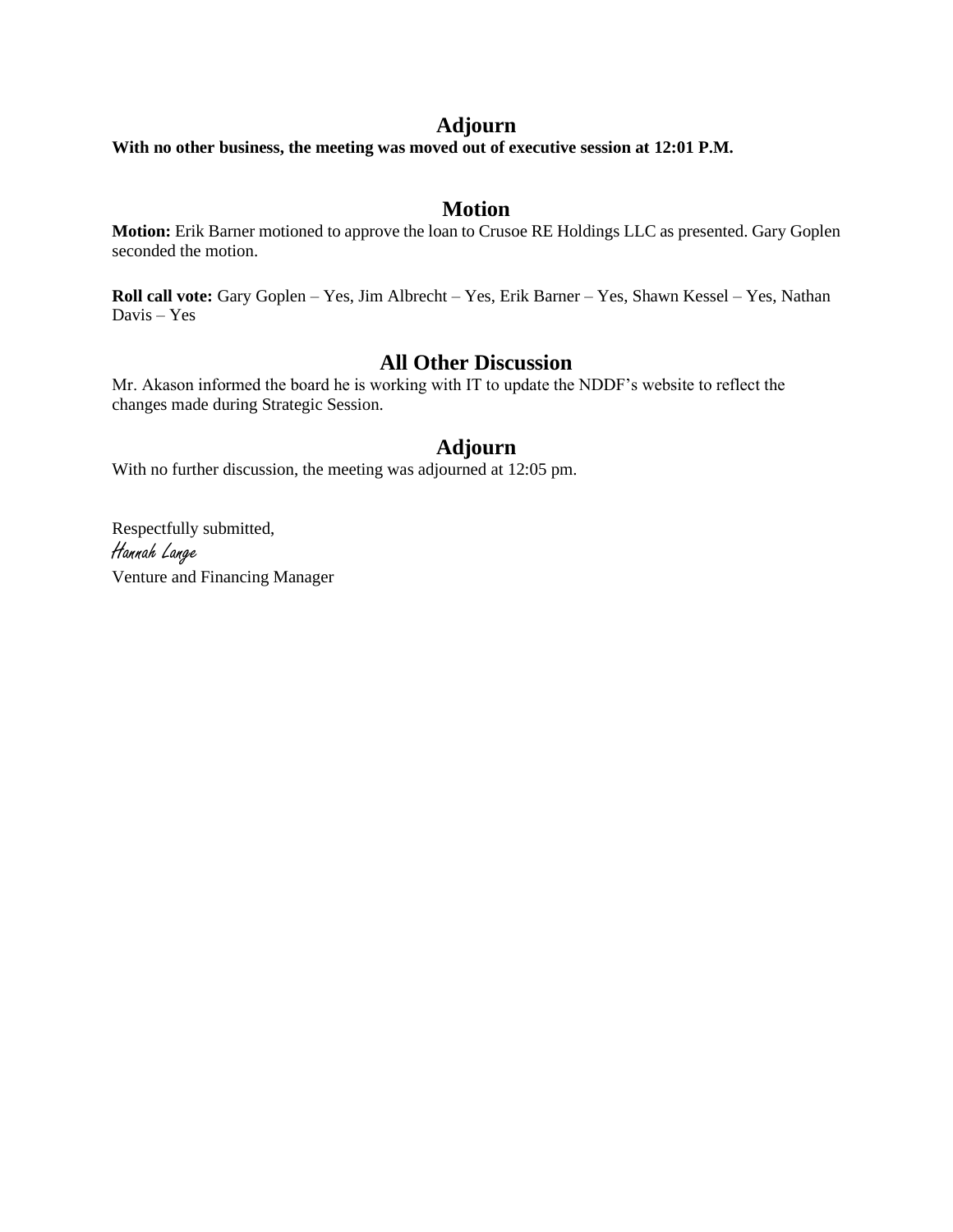## Adjourn

**With no other business, the meeting was moved out of executive session at 12:01 P.M.**

## Motion

**Motion:** Erik Barner motioned to approve the loan to Crusoe RE Holdings LLC as presented. Gary Goplen seconded the motion.

**Roll call vote:** Gary Goplen – Yes, Jim Albrecht – Yes, Erik Barner – Yes, Shawn Kessel – Yes, Nathan Davis – Yes

## All Other Discussion

Mr. Akason informed the board he is working with IT to update the NDDF's website to reflect the changes made during Strategic Session.

## Adjourn

With no further discussion, the meeting was adjourned at 12:05 pm.

Respectfully submitted,

*Hannah Lange*

Venture and Financing Manager